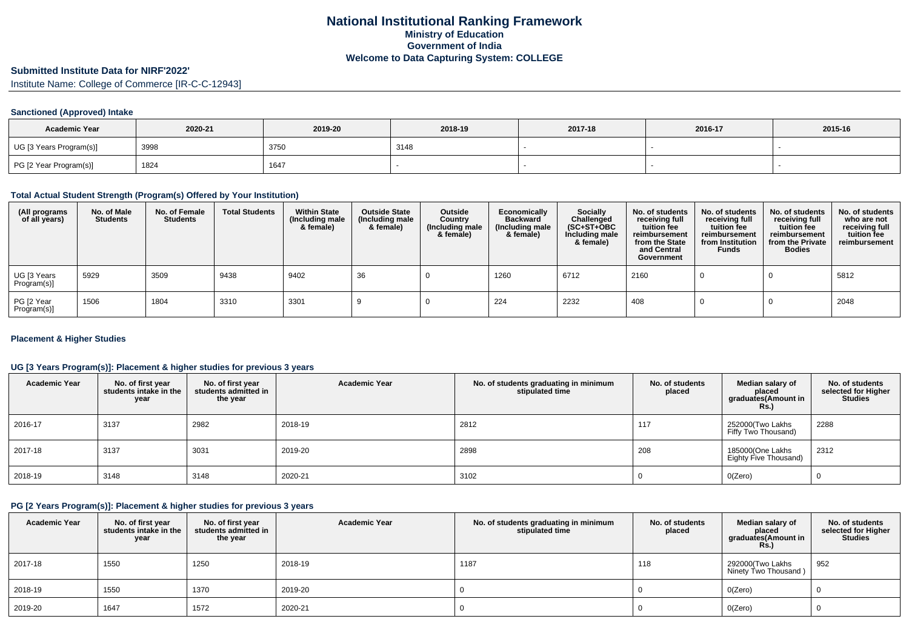# National Institutional Ranking Framework
## Ministry of Education
## Government of India
## Welcome to Data Capturing System: COLLEGE

### Submitted Institute Data for NIRF'2022'

Institute Name: College of Commerce [IR-C-C-12943]

### Sanctioned (Approved) Intake

| Academic Year | 2020-21 | 2019-20 | 2018-19 | 2017-18 | 2016-17 | 2015-16 |
|---|---|---|---|---|---|---|
| UG [3 Years Program(s)] | 3998 | 3750 | 3148 | - | - | - |
| PG [2 Year Program(s)] | 1824 | 1647 | - | - | - | - |

### Total Actual Student Strength (Program(s) Offered by Your Institution)

| (All programs of all years) | No. of Male Students | No. of Female Students | Total Students | Within State (Including male & female) | Outside State (Including male & female) | Outside Country (Including male & female) | Economically Backward (Including male & female) | Socially Challenged (SC+ST+OBC Including male & female) | No. of students receiving full tuition fee reimbursement from the State and Central Government | No. of students receiving full tuition fee reimbursement from Institution Funds | No. of students receiving full tuition fee reimbursement from the Private Bodies | No. of students who are not receiving full tuition fee reimbursement |
|---|---|---|---|---|---|---|---|---|---|---|---|---|
| UG [3 Years Program(s)] | 5929 | 3509 | 9438 | 9402 | 36 | 0 | 1260 | 6712 | 2160 | 0 | 0 | 5812 |
| PG [2 Year Program(s)] | 1506 | 1804 | 3310 | 3301 | 9 | 0 | 224 | 2232 | 408 | 0 | 0 | 2048 |

### Placement & Higher Studies

#### UG [3 Years Program(s)]: Placement & higher studies for previous 3 years

| Academic Year | No. of first year students intake in the year | No. of first year students admitted in the year | Academic Year | No. of students graduating in minimum stipulated time | No. of students placed | Median salary of placed graduates(Amount in Rs.) | No. of students selected for Higher Studies |
|---|---|---|---|---|---|---|---|
| 2016-17 | 3137 | 2982 | 2018-19 | 2812 | 117 | 252000(Two Lakhs Fiffy Two Thousand) | 2288 |
| 2017-18 | 3137 | 3031 | 2019-20 | 2898 | 208 | 185000(One Lakhs Eighty Five Thousand) | 2312 |
| 2018-19 | 3148 | 3148 | 2020-21 | 3102 | 0 | 0(Zero) | 0 |

#### PG [2 Years Program(s)]: Placement & higher studies for previous 3 years

| Academic Year | No. of first year students intake in the year | No. of first year students admitted in the year | Academic Year | No. of students graduating in minimum stipulated time | No. of students placed | Median salary of placed graduates(Amount in Rs.) | No. of students selected for Higher Studies |
|---|---|---|---|---|---|---|---|
| 2017-18 | 1550 | 1250 | 2018-19 | 1187 | 118 | 292000(Two Lakhs Ninety Two Thousand ) | 952 |
| 2018-19 | 1550 | 1370 | 2019-20 | 0 | 0 | 0(Zero) | 0 |
| 2019-20 | 1647 | 1572 | 2020-21 | 0 | 0 | 0(Zero) | 0 |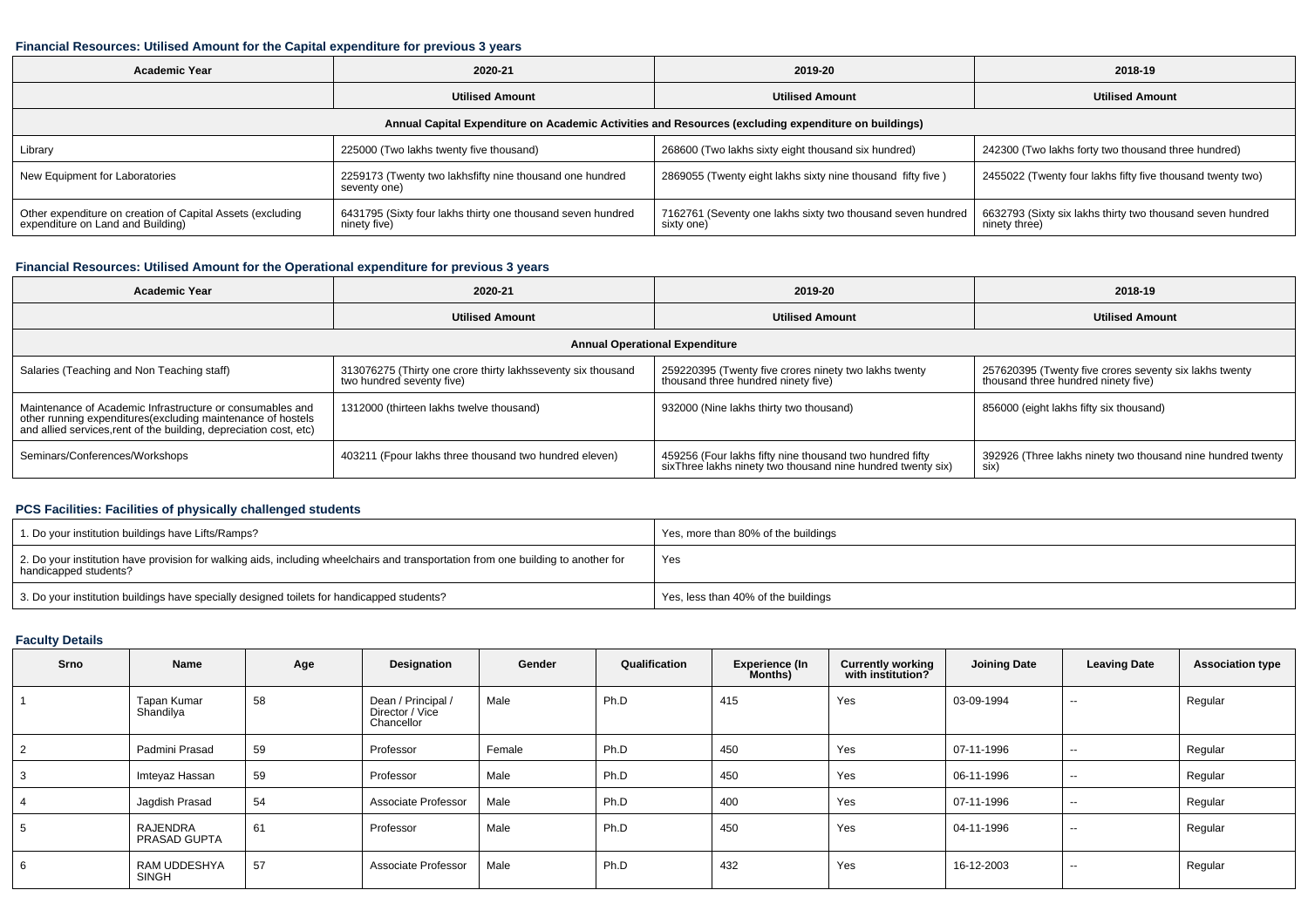#### Financial Resources: Utilised Amount for the Capital expenditure for previous 3 years

| Academic Year | 2020-21 | 2019-20 | 2018-19 |
|---|---|---|---|
| | Utilised Amount | Utilised Amount | Utilised Amount |
| Annual Capital Expenditure on Academic Activities and Resources (excluding expenditure on buildings) | | | |
| Library | 225000 (Two lakhs twenty five thousand) | 268600 (Two lakhs sixty eight thousand six hundred) | 242300 (Two lakhs forty two thousand three hundred) |
| New Equipment for Laboratories | 2259173 (Twenty two lakhsfifty nine thousand one hundred seventy one) | 2869055 (Twenty eight lakhs sixty nine thousand fifty five ) | 2455022 (Twenty four lakhs fifty five thousand twenty two) |
| Other expenditure on creation of Capital Assets (excluding expenditure on Land and Building) | 6431795 (Sixty four lakhs thirty one thousand seven hundred ninety five) | 7162761 (Seventy one lakhs sixty two thousand seven hundred sixty one) | 6632793 (Sixty six lakhs thirty two thousand seven hundred ninety three) |

#### Financial Resources: Utilised Amount for the Operational expenditure for previous 3 years

| Academic Year | 2020-21 | 2019-20 | 2018-19 |
|---|---|---|---|
| | Utilised Amount | Utilised Amount | Utilised Amount |
| Annual Operational Expenditure | | | |
| Salaries (Teaching and Non Teaching staff) | 313076275 (Thirty one crore thirty lakhsseventy six thousand two hundred seventy five) | 259220395 (Twenty five crores ninety two lakhs twenty thousand three hundred ninety five) | 257620395 (Twenty five crores seventy six lakhs twenty thousand three hundred ninety five) |
| Maintenance of Academic Infrastructure or consumables and other running expenditures(excluding maintenance of hostels and allied services,rent of the building, depreciation cost, etc) | 1312000 (thirteen lakhs twelve thousand) | 932000 (Nine lakhs thirty two thousand) | 856000 (eight lakhs fifty six thousand) |
| Seminars/Conferences/Workshops | 403211 (Fpour lakhs three thousand two hundred eleven) | 459256 (Four lakhs fifty nine thousand two hundred fifty sixThree lakhs ninety two thousand nine hundred twenty six) | 392926 (Three lakhs ninety two thousand nine hundred twenty six) |

#### PCS Facilities: Facilities of physically challenged students

| | |
|---|---|
| 1. Do your institution buildings have Lifts/Ramps? | Yes, more than 80% of the buildings |
| 2. Do your institution have provision for walking aids, including wheelchairs and transportation from one building to another for handicapped students? | Yes |
| 3. Do your institution buildings have specially designed toilets for handicapped students? | Yes, less than 40% of the buildings |

#### Faculty Details

| Srno | Name | Age | Designation | Gender | Qualification | Experience (In Months) | Currently working with institution? | Joining Date | Leaving Date | Association type |
|---|---|---|---|---|---|---|---|---|---|---|
| 1 | Tapan Kumar Shandilya | 58 | Dean / Principal / Director / Vice Chancellor | Male | Ph.D | 415 | Yes | 03-09-1994 | -- | Regular |
| 2 | Padmini Prasad | 59 | Professor | Female | Ph.D | 450 | Yes | 07-11-1996 | -- | Regular |
| 3 | Imteyaz Hassan | 59 | Professor | Male | Ph.D | 450 | Yes | 06-11-1996 | -- | Regular |
| 4 | Jagdish Prasad | 54 | Associate Professor | Male | Ph.D | 400 | Yes | 07-11-1996 | -- | Regular |
| 5 | RAJENDRA PRASAD GUPTA | 61 | Professor | Male | Ph.D | 450 | Yes | 04-11-1996 | -- | Regular |
| 6 | RAM UDDESHYA SINGH | 57 | Associate Professor | Male | Ph.D | 432 | Yes | 16-12-2003 | -- | Regular |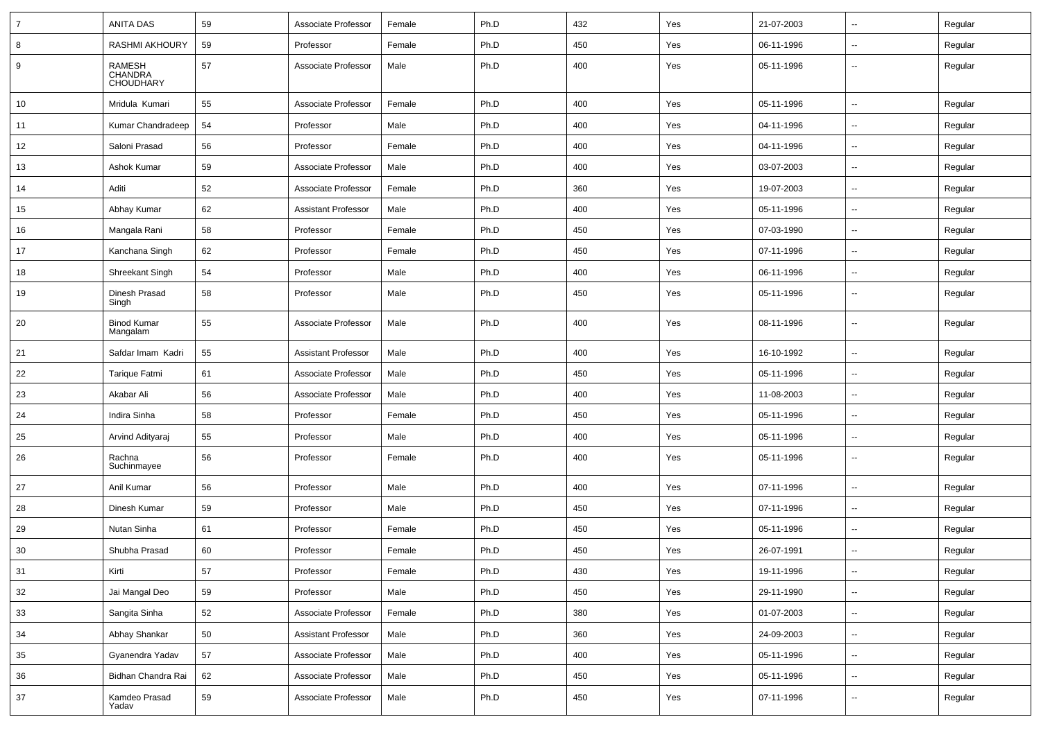| | | | | | | | | | | |
|---|---|---|---|---|---|---|---|---|---|---|
| 7 | ANITA DAS | 59 | Associate Professor | Female | Ph.D | 432 | Yes | 21-07-2003 | -- | Regular |
| 8 | RASHMI AKHOURY | 59 | Professor | Female | Ph.D | 450 | Yes | 06-11-1996 | -- | Regular |
| 9 | RAMESH CHANDRA CHOUDHARY | 57 | Associate Professor | Male | Ph.D | 400 | Yes | 05-11-1996 | -- | Regular |
| 10 | Mridula Kumari | 55 | Associate Professor | Female | Ph.D | 400 | Yes | 05-11-1996 | -- | Regular |
| 11 | Kumar Chandradeep | 54 | Professor | Male | Ph.D | 400 | Yes | 04-11-1996 | -- | Regular |
| 12 | Saloni Prasad | 56 | Professor | Female | Ph.D | 400 | Yes | 04-11-1996 | -- | Regular |
| 13 | Ashok Kumar | 59 | Associate Professor | Male | Ph.D | 400 | Yes | 03-07-2003 | -- | Regular |
| 14 | Aditi | 52 | Associate Professor | Female | Ph.D | 360 | Yes | 19-07-2003 | -- | Regular |
| 15 | Abhay Kumar | 62 | Assistant Professor | Male | Ph.D | 400 | Yes | 05-11-1996 | -- | Regular |
| 16 | Mangala Rani | 58 | Professor | Female | Ph.D | 450 | Yes | 07-03-1990 | -- | Regular |
| 17 | Kanchana Singh | 62 | Professor | Female | Ph.D | 450 | Yes | 07-11-1996 | -- | Regular |
| 18 | Shreekant Singh | 54 | Professor | Male | Ph.D | 400 | Yes | 06-11-1996 | -- | Regular |
| 19 | Dinesh Prasad Singh | 58 | Professor | Male | Ph.D | 450 | Yes | 05-11-1996 | -- | Regular |
| 20 | Binod Kumar Mangalam | 55 | Associate Professor | Male | Ph.D | 400 | Yes | 08-11-1996 | -- | Regular |
| 21 | Safdar Imam Kadri | 55 | Assistant Professor | Male | Ph.D | 400 | Yes | 16-10-1992 | -- | Regular |
| 22 | Tarique Fatmi | 61 | Associate Professor | Male | Ph.D | 450 | Yes | 05-11-1996 | -- | Regular |
| 23 | Akabar Ali | 56 | Associate Professor | Male | Ph.D | 400 | Yes | 11-08-2003 | -- | Regular |
| 24 | Indira Sinha | 58 | Professor | Female | Ph.D | 450 | Yes | 05-11-1996 | -- | Regular |
| 25 | Arvind Adityaraj | 55 | Professor | Male | Ph.D | 400 | Yes | 05-11-1996 | -- | Regular |
| 26 | Rachna Suchinmayee | 56 | Professor | Female | Ph.D | 400 | Yes | 05-11-1996 | -- | Regular |
| 27 | Anil Kumar | 56 | Professor | Male | Ph.D | 400 | Yes | 07-11-1996 | -- | Regular |
| 28 | Dinesh Kumar | 59 | Professor | Male | Ph.D | 450 | Yes | 07-11-1996 | -- | Regular |
| 29 | Nutan Sinha | 61 | Professor | Female | Ph.D | 450 | Yes | 05-11-1996 | -- | Regular |
| 30 | Shubha Prasad | 60 | Professor | Female | Ph.D | 450 | Yes | 26-07-1991 | -- | Regular |
| 31 | Kirti | 57 | Professor | Female | Ph.D | 430 | Yes | 19-11-1996 | -- | Regular |
| 32 | Jai Mangal Deo | 59 | Professor | Male | Ph.D | 450 | Yes | 29-11-1990 | -- | Regular |
| 33 | Sangita Sinha | 52 | Associate Professor | Female | Ph.D | 380 | Yes | 01-07-2003 | -- | Regular |
| 34 | Abhay Shankar | 50 | Assistant Professor | Male | Ph.D | 360 | Yes | 24-09-2003 | -- | Regular |
| 35 | Gyanendra Yadav | 57 | Associate Professor | Male | Ph.D | 400 | Yes | 05-11-1996 | -- | Regular |
| 36 | Bidhan Chandra Rai | 62 | Associate Professor | Male | Ph.D | 450 | Yes | 05-11-1996 | -- | Regular |
| 37 | Kamdeo Prasad Yadav | 59 | Associate Professor | Male | Ph.D | 450 | Yes | 07-11-1996 | -- | Regular |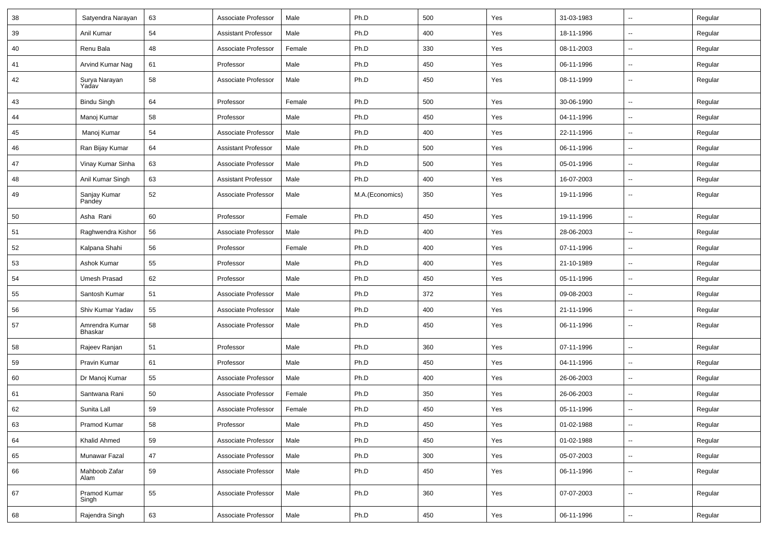| | | | | | | | | | | |
|---|---|---|---|---|---|---|---|---|---|---|
| 38 | Satyendra Narayan | 63 | Associate Professor | Male | Ph.D | 500 | Yes | 31-03-1983 | -- | Regular |
| 39 | Anil Kumar | 54 | Assistant Professor | Male | Ph.D | 400 | Yes | 18-11-1996 | -- | Regular |
| 40 | Renu Bala | 48 | Associate Professor | Female | Ph.D | 330 | Yes | 08-11-2003 | -- | Regular |
| 41 | Arvind Kumar Nag | 61 | Professor | Male | Ph.D | 450 | Yes | 06-11-1996 | -- | Regular |
| 42 | Surya Narayan Yadav | 58 | Associate Professor | Male | Ph.D | 450 | Yes | 08-11-1999 | -- | Regular |
| 43 | Bindu Singh | 64 | Professor | Female | Ph.D | 500 | Yes | 30-06-1990 | -- | Regular |
| 44 | Manoj Kumar | 58 | Professor | Male | Ph.D | 450 | Yes | 04-11-1996 | -- | Regular |
| 45 | Manoj Kumar | 54 | Associate Professor | Male | Ph.D | 400 | Yes | 22-11-1996 | -- | Regular |
| 46 | Ran Bijay Kumar | 64 | Assistant Professor | Male | Ph.D | 500 | Yes | 06-11-1996 | -- | Regular |
| 47 | Vinay Kumar Sinha | 63 | Associate Professor | Male | Ph.D | 500 | Yes | 05-01-1996 | -- | Regular |
| 48 | Anil Kumar Singh | 63 | Assistant Professor | Male | Ph.D | 400 | Yes | 16-07-2003 | -- | Regular |
| 49 | Sanjay Kumar Pandey | 52 | Associate Professor | Male | M.A.(Economics) | 350 | Yes | 19-11-1996 | -- | Regular |
| 50 | Asha Rani | 60 | Professor | Female | Ph.D | 450 | Yes | 19-11-1996 | -- | Regular |
| 51 | Raghwendra Kishor | 56 | Associate Professor | Male | Ph.D | 400 | Yes | 28-06-2003 | -- | Regular |
| 52 | Kalpana Shahi | 56 | Professor | Female | Ph.D | 400 | Yes | 07-11-1996 | -- | Regular |
| 53 | Ashok Kumar | 55 | Professor | Male | Ph.D | 400 | Yes | 21-10-1989 | -- | Regular |
| 54 | Umesh Prasad | 62 | Professor | Male | Ph.D | 450 | Yes | 05-11-1996 | -- | Regular |
| 55 | Santosh Kumar | 51 | Associate Professor | Male | Ph.D | 372 | Yes | 09-08-2003 | -- | Regular |
| 56 | Shiv Kumar Yadav | 55 | Associate Professor | Male | Ph.D | 400 | Yes | 21-11-1996 | -- | Regular |
| 57 | Amrendra Kumar Bhaskar | 58 | Associate Professor | Male | Ph.D | 450 | Yes | 06-11-1996 | -- | Regular |
| 58 | Rajeev Ranjan | 51 | Professor | Male | Ph.D | 360 | Yes | 07-11-1996 | -- | Regular |
| 59 | Pravin Kumar | 61 | Professor | Male | Ph.D | 450 | Yes | 04-11-1996 | -- | Regular |
| 60 | Dr Manoj Kumar | 55 | Associate Professor | Male | Ph.D | 400 | Yes | 26-06-2003 | -- | Regular |
| 61 | Santwana Rani | 50 | Associate Professor | Female | Ph.D | 350 | Yes | 26-06-2003 | -- | Regular |
| 62 | Sunita Lall | 59 | Associate Professor | Female | Ph.D | 450 | Yes | 05-11-1996 | -- | Regular |
| 63 | Pramod Kumar | 58 | Professor | Male | Ph.D | 450 | Yes | 01-02-1988 | -- | Regular |
| 64 | Khalid Ahmed | 59 | Associate Professor | Male | Ph.D | 450 | Yes | 01-02-1988 | -- | Regular |
| 65 | Munawar Fazal | 47 | Associate Professor | Male | Ph.D | 300 | Yes | 05-07-2003 | -- | Regular |
| 66 | Mahboob Zafar Alam | 59 | Associate Professor | Male | Ph.D | 450 | Yes | 06-11-1996 | -- | Regular |
| 67 | Pramod Kumar Singh | 55 | Associate Professor | Male | Ph.D | 360 | Yes | 07-07-2003 | -- | Regular |
| 68 | Rajendra Singh | 63 | Associate Professor | Male | Ph.D | 450 | Yes | 06-11-1996 | -- | Regular |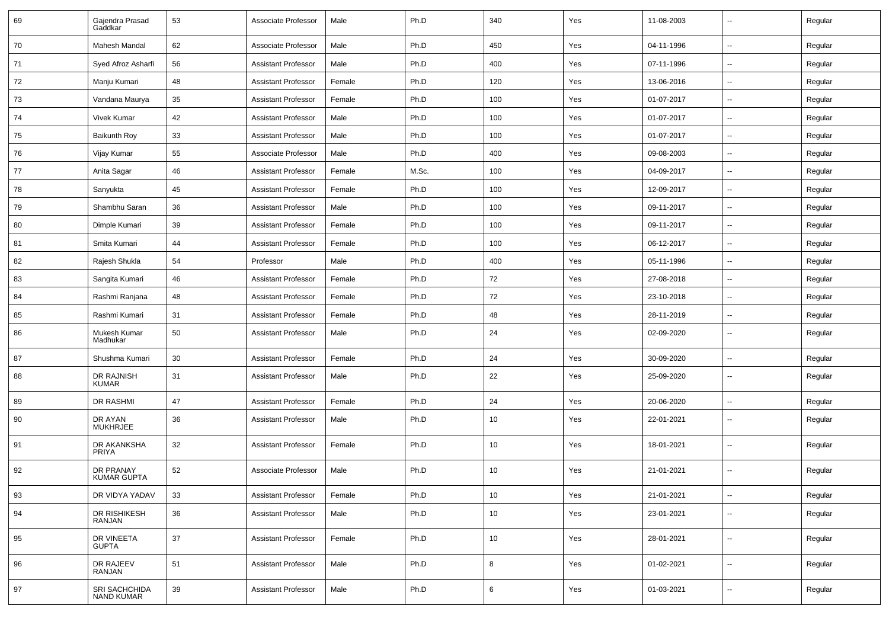| | | | | | | | | | | |
|---|---|---|---|---|---|---|---|---|---|---|
| 69 | Gajendra Prasad Gaddkar | 53 | Associate Professor | Male | Ph.D | 340 | Yes | 11-08-2003 | -- | Regular |
| 70 | Mahesh Mandal | 62 | Associate Professor | Male | Ph.D | 450 | Yes | 04-11-1996 | -- | Regular |
| 71 | Syed Afroz Asharfi | 56 | Assistant Professor | Male | Ph.D | 400 | Yes | 07-11-1996 | -- | Regular |
| 72 | Manju Kumari | 48 | Assistant Professor | Female | Ph.D | 120 | Yes | 13-06-2016 | -- | Regular |
| 73 | Vandana Maurya | 35 | Assistant Professor | Female | Ph.D | 100 | Yes | 01-07-2017 | -- | Regular |
| 74 | Vivek Kumar | 42 | Assistant Professor | Male | Ph.D | 100 | Yes | 01-07-2017 | -- | Regular |
| 75 | Baikunth Roy | 33 | Assistant Professor | Male | Ph.D | 100 | Yes | 01-07-2017 | -- | Regular |
| 76 | Vijay Kumar | 55 | Associate Professor | Male | Ph.D | 400 | Yes | 09-08-2003 | -- | Regular |
| 77 | Anita Sagar | 46 | Assistant Professor | Female | M.Sc. | 100 | Yes | 04-09-2017 | -- | Regular |
| 78 | Sanyukta | 45 | Assistant Professor | Female | Ph.D | 100 | Yes | 12-09-2017 | -- | Regular |
| 79 | Shambhu Saran | 36 | Assistant Professor | Male | Ph.D | 100 | Yes | 09-11-2017 | -- | Regular |
| 80 | Dimple Kumari | 39 | Assistant Professor | Female | Ph.D | 100 | Yes | 09-11-2017 | -- | Regular |
| 81 | Smita Kumari | 44 | Assistant Professor | Female | Ph.D | 100 | Yes | 06-12-2017 | -- | Regular |
| 82 | Rajesh Shukla | 54 | Professor | Male | Ph.D | 400 | Yes | 05-11-1996 | -- | Regular |
| 83 | Sangita Kumari | 46 | Assistant Professor | Female | Ph.D | 72 | Yes | 27-08-2018 | -- | Regular |
| 84 | Rashmi Ranjana | 48 | Assistant Professor | Female | Ph.D | 72 | Yes | 23-10-2018 | -- | Regular |
| 85 | Rashmi Kumari | 31 | Assistant Professor | Female | Ph.D | 48 | Yes | 28-11-2019 | -- | Regular |
| 86 | Mukesh Kumar Madhukar | 50 | Assistant Professor | Male | Ph.D | 24 | Yes | 02-09-2020 | -- | Regular |
| 87 | Shushma Kumari | 30 | Assistant Professor | Female | Ph.D | 24 | Yes | 30-09-2020 | -- | Regular |
| 88 | DR RAJNISH KUMAR | 31 | Assistant Professor | Male | Ph.D | 22 | Yes | 25-09-2020 | -- | Regular |
| 89 | DR RASHMI | 47 | Assistant Professor | Female | Ph.D | 24 | Yes | 20-06-2020 | -- | Regular |
| 90 | DR AYAN MUKHRJEE | 36 | Assistant Professor | Male | Ph.D | 10 | Yes | 22-01-2021 | -- | Regular |
| 91 | DR AKANKSHA PRIYA | 32 | Assistant Professor | Female | Ph.D | 10 | Yes | 18-01-2021 | -- | Regular |
| 92 | DR PRANAY KUMAR GUPTA | 52 | Associate Professor | Male | Ph.D | 10 | Yes | 21-01-2021 | -- | Regular |
| 93 | DR VIDYA YADAV | 33 | Assistant Professor | Female | Ph.D | 10 | Yes | 21-01-2021 | -- | Regular |
| 94 | DR RISHIKESH RANJAN | 36 | Assistant Professor | Male | Ph.D | 10 | Yes | 23-01-2021 | -- | Regular |
| 95 | DR VINEETA GUPTA | 37 | Assistant Professor | Female | Ph.D | 10 | Yes | 28-01-2021 | -- | Regular |
| 96 | DR RAJEEV RANJAN | 51 | Assistant Professor | Male | Ph.D | 8 | Yes | 01-02-2021 | -- | Regular |
| 97 | SRI SACHCHIDA NAND KUMAR | 39 | Assistant Professor | Male | Ph.D | 6 | Yes | 01-03-2021 | -- | Regular |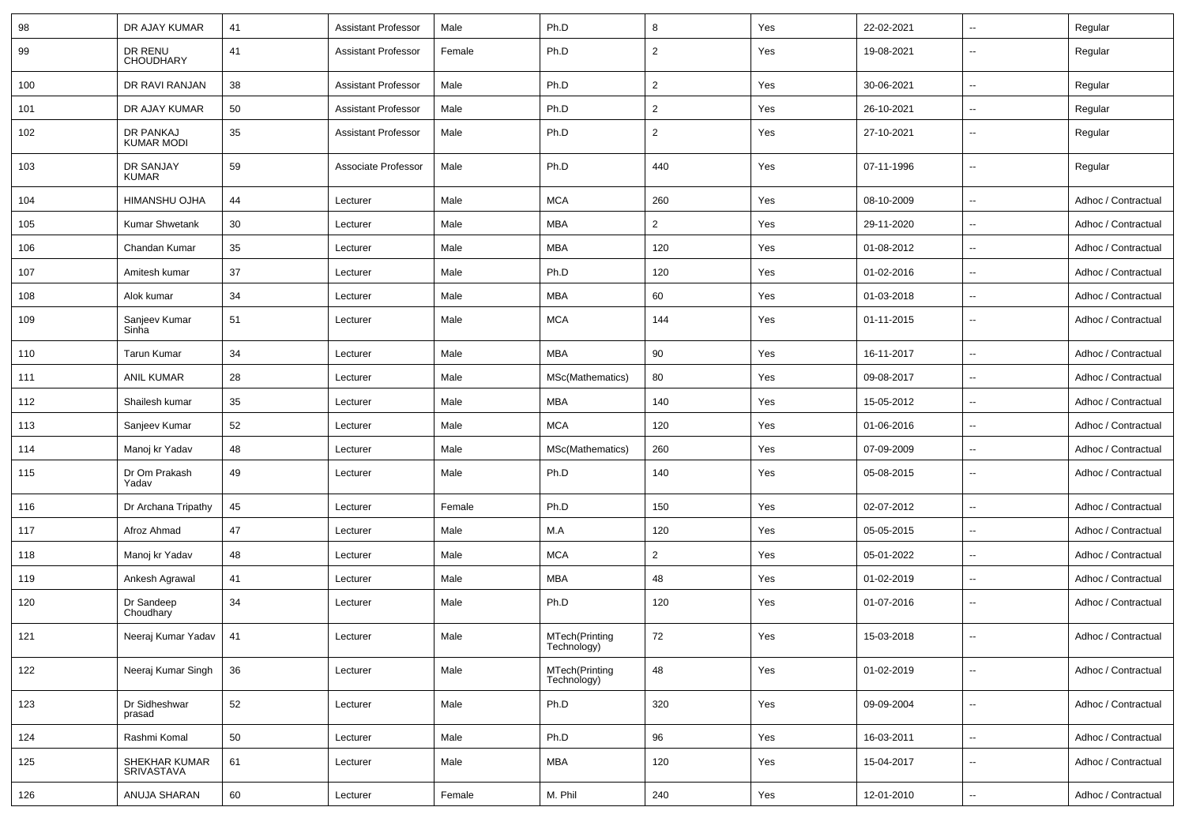| | | | | | | | | | | |
|---|---|---|---|---|---|---|---|---|---|---|
| 98 | DR AJAY KUMAR | 41 | Assistant Professor | Male | Ph.D | 8 | Yes | 22-02-2021 | -- | Regular |
| 99 | DR RENU CHOUDHARY | 41 | Assistant Professor | Female | Ph.D | 2 | Yes | 19-08-2021 | -- | Regular |
| 100 | DR RAVI RANJAN | 38 | Assistant Professor | Male | Ph.D | 2 | Yes | 30-06-2021 | -- | Regular |
| 101 | DR AJAY KUMAR | 50 | Assistant Professor | Male | Ph.D | 2 | Yes | 26-10-2021 | -- | Regular |
| 102 | DR PANKAJ KUMAR MODI | 35 | Assistant Professor | Male | Ph.D | 2 | Yes | 27-10-2021 | -- | Regular |
| 103 | DR SANJAY KUMAR | 59 | Associate Professor | Male | Ph.D | 440 | Yes | 07-11-1996 | -- | Regular |
| 104 | HIMANSHU OJHA | 44 | Lecturer | Male | MCA | 260 | Yes | 08-10-2009 | -- | Adhoc / Contractual |
| 105 | Kumar Shwetank | 30 | Lecturer | Male | MBA | 2 | Yes | 29-11-2020 | -- | Adhoc / Contractual |
| 106 | Chandan Kumar | 35 | Lecturer | Male | MBA | 120 | Yes | 01-08-2012 | -- | Adhoc / Contractual |
| 107 | Amitesh kumar | 37 | Lecturer | Male | Ph.D | 120 | Yes | 01-02-2016 | -- | Adhoc / Contractual |
| 108 | Alok kumar | 34 | Lecturer | Male | MBA | 60 | Yes | 01-03-2018 | -- | Adhoc / Contractual |
| 109 | Sanjeev Kumar Sinha | 51 | Lecturer | Male | MCA | 144 | Yes | 01-11-2015 | -- | Adhoc / Contractual |
| 110 | Tarun Kumar | 34 | Lecturer | Male | MBA | 90 | Yes | 16-11-2017 | -- | Adhoc / Contractual |
| 111 | ANIL KUMAR | 28 | Lecturer | Male | MSc(Mathematics) | 80 | Yes | 09-08-2017 | -- | Adhoc / Contractual |
| 112 | Shailesh kumar | 35 | Lecturer | Male | MBA | 140 | Yes | 15-05-2012 | -- | Adhoc / Contractual |
| 113 | Sanjeev Kumar | 52 | Lecturer | Male | MCA | 120 | Yes | 01-06-2016 | -- | Adhoc / Contractual |
| 114 | Manoj kr Yadav | 48 | Lecturer | Male | MSc(Mathematics) | 260 | Yes | 07-09-2009 | -- | Adhoc / Contractual |
| 115 | Dr Om Prakash Yadav | 49 | Lecturer | Male | Ph.D | 140 | Yes | 05-08-2015 | -- | Adhoc / Contractual |
| 116 | Dr Archana Tripathy | 45 | Lecturer | Female | Ph.D | 150 | Yes | 02-07-2012 | -- | Adhoc / Contractual |
| 117 | Afroz Ahmad | 47 | Lecturer | Male | M.A | 120 | Yes | 05-05-2015 | -- | Adhoc / Contractual |
| 118 | Manoj kr Yadav | 48 | Lecturer | Male | MCA | 2 | Yes | 05-01-2022 | -- | Adhoc / Contractual |
| 119 | Ankesh Agrawal | 41 | Lecturer | Male | MBA | 48 | Yes | 01-02-2019 | -- | Adhoc / Contractual |
| 120 | Dr Sandeep Choudhary | 34 | Lecturer | Male | Ph.D | 120 | Yes | 01-07-2016 | -- | Adhoc / Contractual |
| 121 | Neeraj Kumar Yadav | 41 | Lecturer | Male | MTech(Printing Technology) | 72 | Yes | 15-03-2018 | -- | Adhoc / Contractual |
| 122 | Neeraj Kumar Singh | 36 | Lecturer | Male | MTech(Printing Technology) | 48 | Yes | 01-02-2019 | -- | Adhoc / Contractual |
| 123 | Dr Sidheshwar prasad | 52 | Lecturer | Male | Ph.D | 320 | Yes | 09-09-2004 | -- | Adhoc / Contractual |
| 124 | Rashmi Komal | 50 | Lecturer | Male | Ph.D | 96 | Yes | 16-03-2011 | -- | Adhoc / Contractual |
| 125 | SHEKHAR KUMAR SRIVASTAVA | 61 | Lecturer | Male | MBA | 120 | Yes | 15-04-2017 | -- | Adhoc / Contractual |
| 126 | ANUJA SHARAN | 60 | Lecturer | Female | M. Phil | 240 | Yes | 12-01-2010 | -- | Adhoc / Contractual |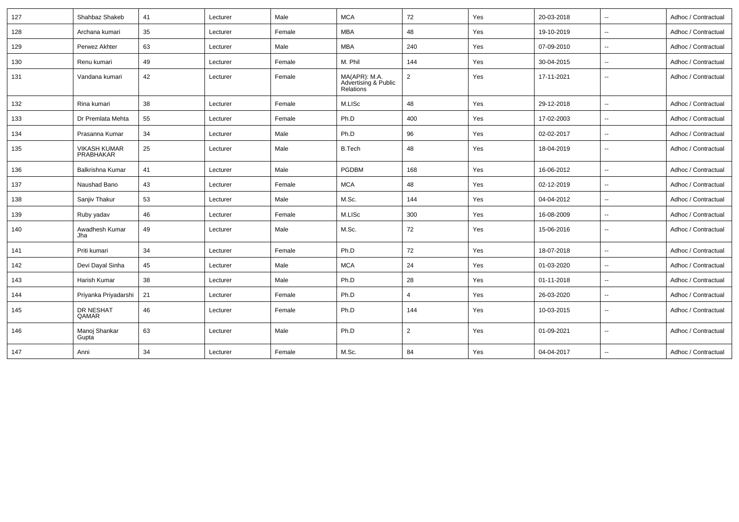| | | | | | | | | | | |
|---|---|---|---|---|---|---|---|---|---|---|
| 127 | Shahbaz Shakeb | 41 | Lecturer | Male | MCA | 72 | Yes | 20-03-2018 | -- | Adhoc / Contractual |
| 128 | Archana kumari | 35 | Lecturer | Female | MBA | 48 | Yes | 19-10-2019 | -- | Adhoc / Contractual |
| 129 | Perwez Akhter | 63 | Lecturer | Male | MBA | 240 | Yes | 07-09-2010 | -- | Adhoc / Contractual |
| 130 | Renu kumari | 49 | Lecturer | Female | M. Phil | 144 | Yes | 30-04-2015 | -- | Adhoc / Contractual |
| 131 | Vandana kumari | 42 | Lecturer | Female | MA(APR): M.A. Advertising & Public Relations | 2 | Yes | 17-11-2021 | -- | Adhoc / Contractual |
| 132 | Rina kumari | 38 | Lecturer | Female | M.LISc | 48 | Yes | 29-12-2018 | -- | Adhoc / Contractual |
| 133 | Dr Premlata Mehta | 55 | Lecturer | Female | Ph.D | 400 | Yes | 17-02-2003 | -- | Adhoc / Contractual |
| 134 | Prasanna Kumar | 34 | Lecturer | Male | Ph.D | 96 | Yes | 02-02-2017 | -- | Adhoc / Contractual |
| 135 | VIKASH KUMAR PRABHAKAR | 25 | Lecturer | Male | B.Tech | 48 | Yes | 18-04-2019 | -- | Adhoc / Contractual |
| 136 | Balkrishna Kumar | 41 | Lecturer | Male | PGDBM | 168 | Yes | 16-06-2012 | -- | Adhoc / Contractual |
| 137 | Naushad Bano | 43 | Lecturer | Female | MCA | 48 | Yes | 02-12-2019 | -- | Adhoc / Contractual |
| 138 | Sanjiv Thakur | 53 | Lecturer | Male | M.Sc. | 144 | Yes | 04-04-2012 | -- | Adhoc / Contractual |
| 139 | Ruby yadav | 46 | Lecturer | Female | M.LISc | 300 | Yes | 16-08-2009 | -- | Adhoc / Contractual |
| 140 | Awadhesh Kumar Jha | 49 | Lecturer | Male | M.Sc. | 72 | Yes | 15-06-2016 | -- | Adhoc / Contractual |
| 141 | Priti kumari | 34 | Lecturer | Female | Ph.D | 72 | Yes | 18-07-2018 | -- | Adhoc / Contractual |
| 142 | Devi Dayal Sinha | 45 | Lecturer | Male | MCA | 24 | Yes | 01-03-2020 | -- | Adhoc / Contractual |
| 143 | Harish Kumar | 38 | Lecturer | Male | Ph.D | 28 | Yes | 01-11-2018 | -- | Adhoc / Contractual |
| 144 | Priyanka Priyadarshi | 21 | Lecturer | Female | Ph.D | 4 | Yes | 26-03-2020 | -- | Adhoc / Contractual |
| 145 | DR NESHAT QAMAR | 46 | Lecturer | Female | Ph.D | 144 | Yes | 10-03-2015 | -- | Adhoc / Contractual |
| 146 | Manoj Shankar Gupta | 63 | Lecturer | Male | Ph.D | 2 | Yes | 01-09-2021 | -- | Adhoc / Contractual |
| 147 | Anni | 34 | Lecturer | Female | M.Sc. | 84 | Yes | 04-04-2017 | -- | Adhoc / Contractual |